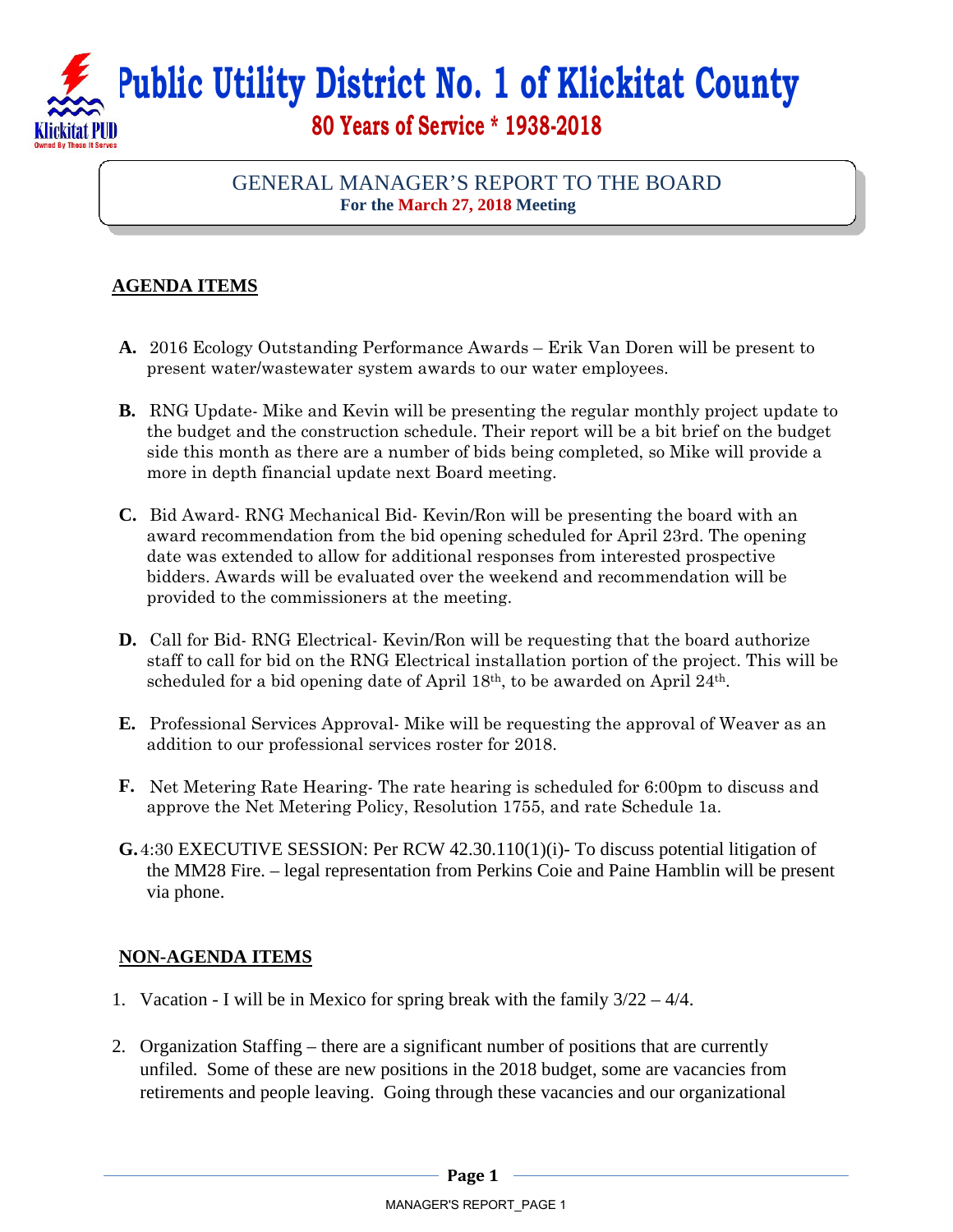# Public Utility District No. 1 of Klickitat County

## 80 Years of Service * 1938-2018

## GENERAL MANAGER'S REPORT TO THE BOARD

**For the March 27, 2018 Meeting**

### AGENDA ITEMS

**A.** 2016 Ecology Outstanding Performance Awards – Erik Van Doren will be present to present water/wastewater system awards to our water employees.

**B.** RNG Update- Mike and Kevin will be presenting the regular monthly project update to the budget and the construction schedule. Their report will be a bit brief on the budget side this month as there are a number of bids being completed, so Mike will provide a more in depth financial update next Board meeting.

**C.** Bid Award- RNG Mechanical Bid- Kevin/Ron will be presenting the board with an award recommendation from the bid opening scheduled for April 23rd. The opening date was extended to allow for additional responses from interested prospective bidders. Awards will be evaluated over the weekend and recommendation will be provided to the commissioners at the meeting.

**D.** Call for Bid- RNG Electrical- Kevin/Ron will be requesting that the board authorize staff to call for bid on the RNG Electrical installation portion of the project. This will be scheduled for a bid opening date of April 18th, to be awarded on April 24th.

**E.** Professional Services Approval- Mike will be requesting the approval of Weaver as an addition to our professional services roster for 2018.

**F.** Net Metering Rate Hearing- The rate hearing is scheduled for 6:00pm to discuss and approve the Net Metering Policy, Resolution 1755, and rate Schedule 1a.

**G.** 4:30 EXECUTIVE SESSION: Per RCW 42.30.110(1)(i)- To discuss potential litigation of the MM28 Fire. – legal representation from Perkins Coie and Paine Hamblin will be present via phone.

### NON-AGENDA ITEMS

1. Vacation - I will be in Mexico for spring break with the family 3/22 – 4/4.

2. Organization Staffing – there are a significant number of positions that are currently unfiled. Some of these are new positions in the 2018 budget, some are vacancies from retirements and people leaving. Going through these vacancies and our organizational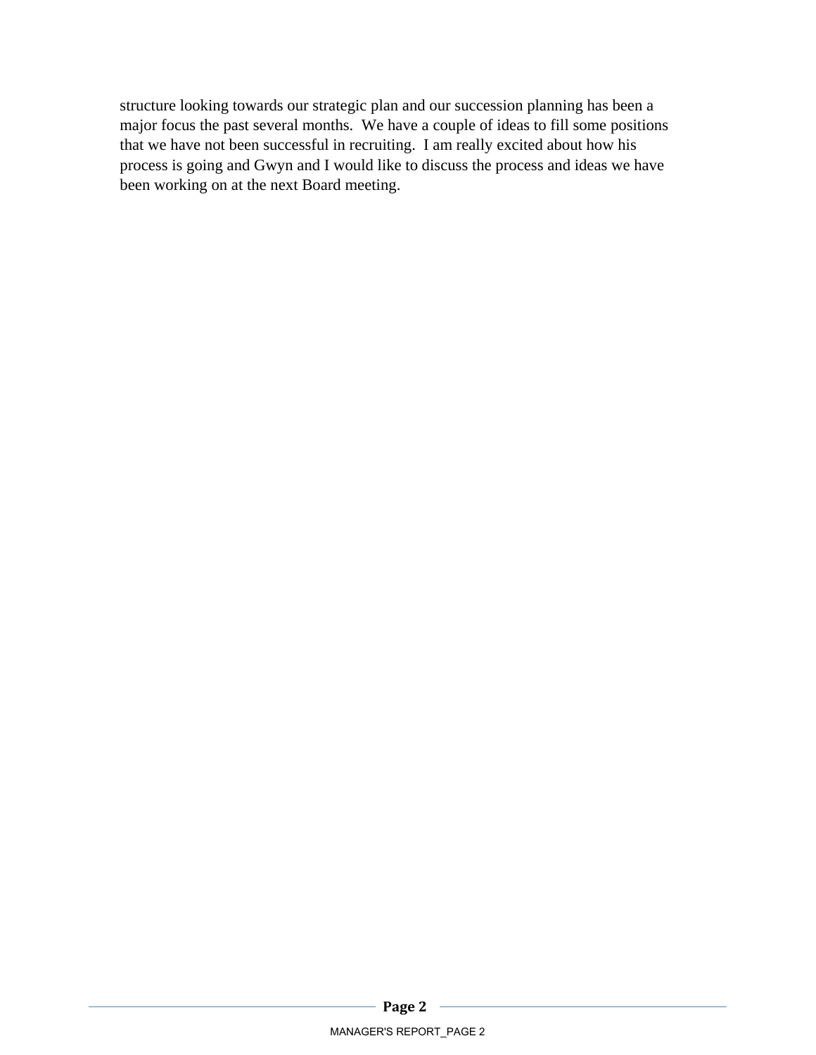structure looking towards our strategic plan and our succession planning has been a major focus the past several months. We have a couple of ideas to fill some positions that we have not been successful in recruiting. I am really excited about how his process is going and Gwyn and I would like to discuss the process and ideas we have been working on at the next Board meeting.